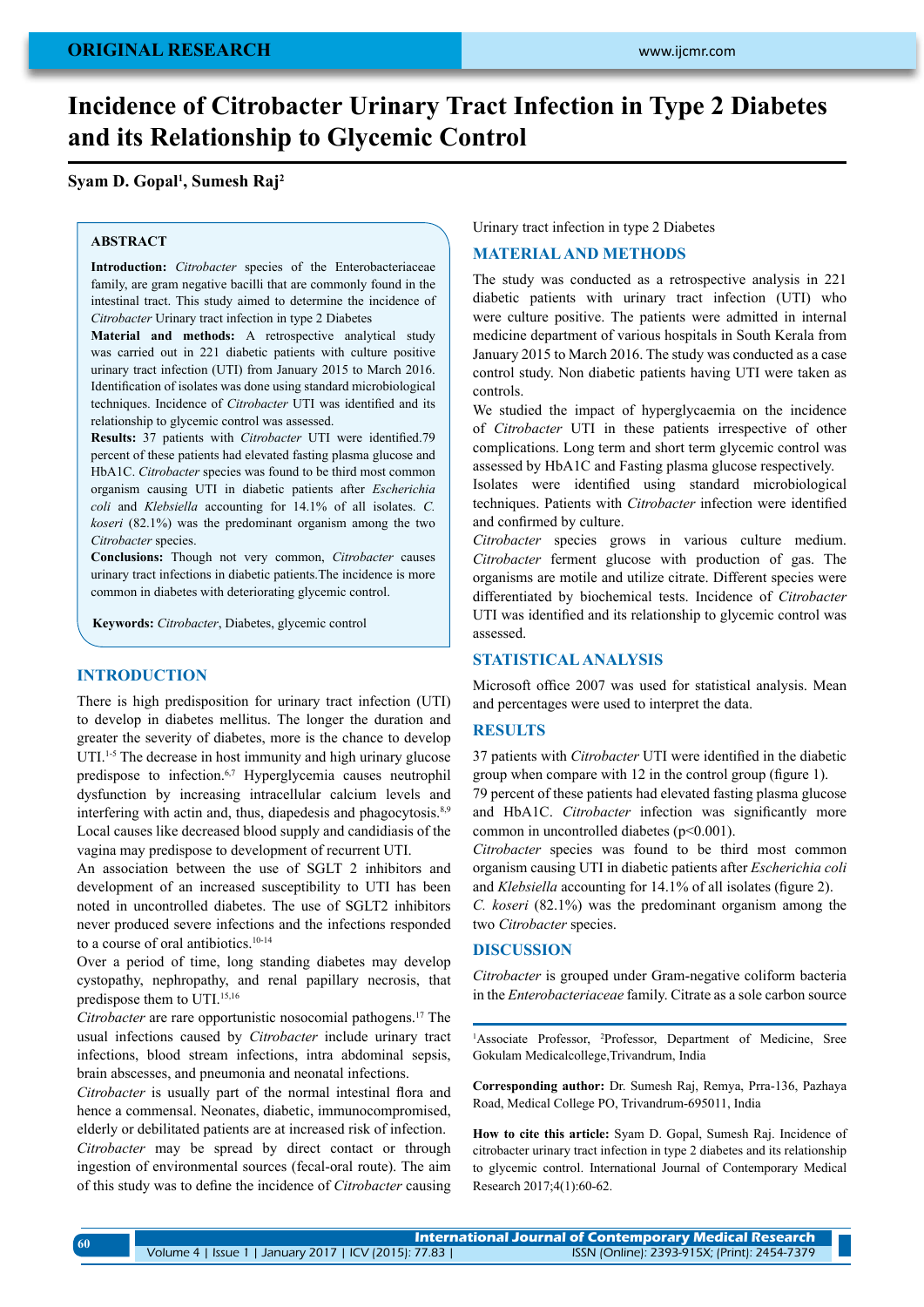# Incidence of Citrobacter Urinary Tract Infection in Type 2 Diabetes and its Relationship to Glycemic Control

**Syam D. Gopal[1], Sumesh Raj[2]**

## ABSTRACT

**Introduction:** *Citrobacter* species of the Enterobacteriaceae family, are gram negative bacilli that are commonly found in the intestinal tract. This study aimed to determine the incidence of *Citrobacter* Urinary tract infection in type 2 Diabetes

**Material and methods:** A retrospective analytical study was carried out in 221 diabetic patients with culture positive urinary tract infection (UTI) from January 2015 to March 2016. Identification of isolates was done using standard microbiological techniques. Incidence of *Citrobacter* UTI was identified and its relationship to glycemic control was assessed.

**Results:** 37 patients with *Citrobacter* UTI were identified.79 percent of these patients had elevated fasting plasma glucose and HbA1C. *Citrobacter* species was found to be third most common organism causing UTI in diabetic patients after *Escherichia coli* and *Klebsiella* accounting for 14.1% of all isolates. *C. koseri* (82.1%) was the predominant organism among the two *Citrobacter* species.

**Conclusions:** Though not very common, *Citrobacter* causes urinary tract infections in diabetic patients.The incidence is more common in diabetes with deteriorating glycemic control.

**Keywords:** *Citrobacter*, Diabetes, glycemic control

## INTRODUCTION

There is high predisposition for urinary tract infection (UTI) to develop in diabetes mellitus. The longer the duration and greater the severity of diabetes, more is the chance to develop UTI.[1-5] The decrease in host immunity and high urinary glucose predispose to infection.[6,7] Hyperglycemia causes neutrophil dysfunction by increasing intracellular calcium levels and interfering with actin and, thus, diapedesis and phagocytosis.[8,9] Local causes like decreased blood supply and candidiasis of the vagina may predispose to development of recurrent UTI.

An association between the use of SGLT 2 inhibitors and development of an increased susceptibility to UTI has been noted in uncontrolled diabetes. The use of SGLT2 inhibitors never produced severe infections and the infections responded to a course of oral antibiotics.[10-14]

Over a period of time, long standing diabetes may develop cystopathy, nephropathy, and renal papillary necrosis, that predispose them to UTI.[15,16]

*Citrobacter* are rare opportunistic nosocomial pathogens.[17] The usual infections caused by *Citrobacter* include urinary tract infections, blood stream infections, intra abdominal sepsis, brain abscesses, and pneumonia and neonatal infections.

*Citrobacter* is usually part of the normal intestinal flora and hence a commensal. Neonates, diabetic, immunocompromised, elderly or debilitated patients are at increased risk of infection.

*Citrobacter* may be spread by direct contact or through ingestion of environmental sources (fecal-oral route). The aim of this study was to define the incidence of *Citrobacter* causing Urinary tract infection in type 2 Diabetes

## MATERIAL AND METHODS

The study was conducted as a retrospective analysis in 221 diabetic patients with urinary tract infection (UTI) who were culture positive. The patients were admitted in internal medicine department of various hospitals in South Kerala from January 2015 to March 2016. The study was conducted as a case control study. Non diabetic patients having UTI were taken as controls.

We studied the impact of hyperglycaemia on the incidence of *Citrobacter* UTI in these patients irrespective of other complications. Long term and short term glycemic control was assessed by HbA1C and Fasting plasma glucose respectively.

Isolates were identified using standard microbiological techniques. Patients with *Citrobacter* infection were identified and confirmed by culture.

*Citrobacter* species grows in various culture medium. *Citrobacter* ferment glucose with production of gas. The organisms are motile and utilize citrate. Different species were differentiated by biochemical tests. Incidence of *Citrobacter* UTI was identified and its relationship to glycemic control was assessed.

## STATISTICAL ANALYSIS

Microsoft office 2007 was used for statistical analysis. Mean and percentages were used to interpret the data.

## RESULTS

37 patients with *Citrobacter* UTI were identified in the diabetic group when compare with 12 in the control group (figure 1).

79 percent of these patients had elevated fasting plasma glucose and HbA1C. *Citrobacter* infection was significantly more common in uncontrolled diabetes ($p<0.001$).

*Citrobacter* species was found to be third most common organism causing UTI in diabetic patients after *Escherichia coli* and *Klebsiella* accounting for 14.1% of all isolates (figure 2).

*C. koseri* (82.1%) was the predominant organism among the two *Citrobacter* species.

## DISCUSSION

*Citrobacter* is grouped under Gram-negative coliform bacteria in the *Enterobacteriaceae* family. Citrate as a sole carbon source

---

[1]Associate Professor, [2]Professor, Department of Medicine, Sree Gokulam Medicalcollege,Trivandrum, India

**Corresponding author:** Dr. Sumesh Raj, Remya, Prra-136, Pazhaya Road, Medical College PO, Trivandrum-695011, India

**How to cite this article:** Syam D. Gopal, Sumesh Raj. Incidence of citrobacter urinary tract infection in type 2 diabetes and its relationship to glycemic control. International Journal of Contemporary Medical Research 2017;4(1):60-62.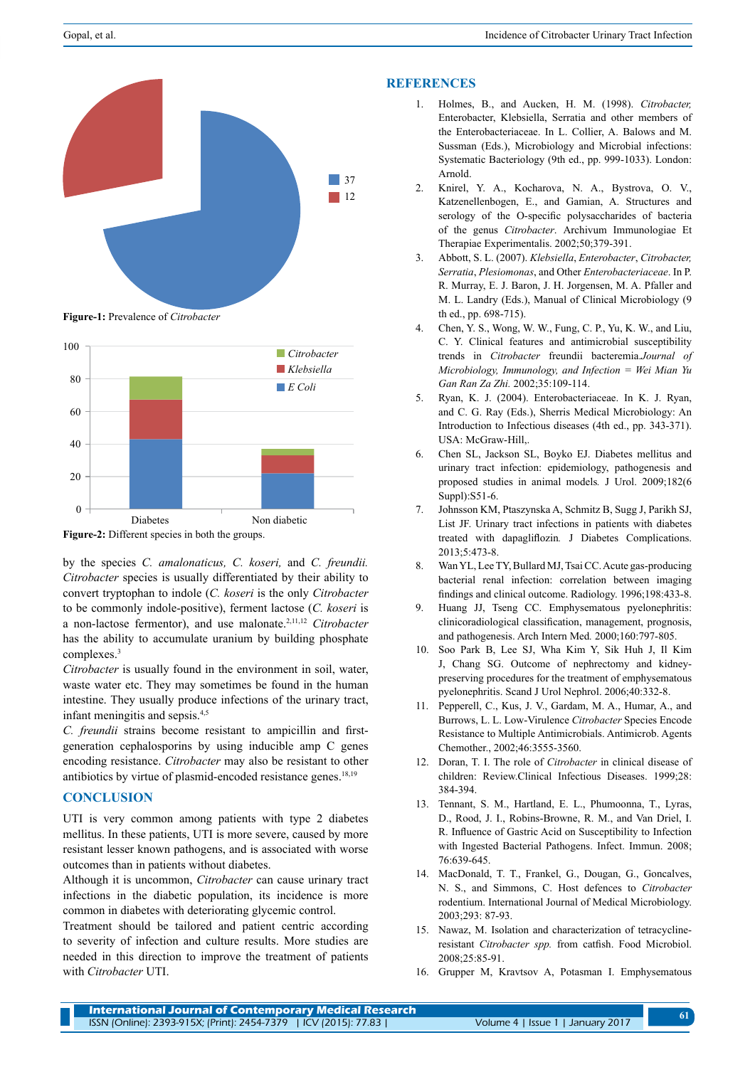Figure-1: Prevalence of *Citrobacter*

Figure-2: Different species in both the groups.

by the species *C. amalonaticus, C. koseri,* and *C. freundii. Citrobacter* species is usually differentiated by their ability to convert tryptophan to indole (*C. koseri* is the only *Citrobacter* to be commonly indole-positive), ferment lactose (*C. koseri* is a non-lactose fermentor), and use malonate.[2,11,12] *Citrobacter* has the ability to accumulate uranium by building phosphate complexes.[3]

*Citrobacter* is usually found in the environment in soil, water, waste water etc. They may sometimes be found in the human intestine. They usually produce infections of the urinary tract, infant meningitis and sepsis.[4,5]

*C. freundii* strains become resistant to ampicillin and first-generation cephalosporins by using inducible amp C genes encoding resistance. *Citrobacter* may also be resistant to other antibiotics by virtue of plasmid-encoded resistance genes.[18,19]

## CONCLUSION

UTI is very common among patients with type 2 diabetes mellitus. In these patients, UTI is more severe, caused by more resistant lesser known pathogens, and is associated with worse outcomes than in patients without diabetes.

Although it is uncommon, *Citrobacter* can cause urinary tract infections in the diabetic population, its incidence is more common in diabetes with deteriorating glycemic control.

Treatment should be tailored and patient centric according to severity of infection and culture results. More studies are needed in this direction to improve the treatment of patients with *Citrobacter* UTI.

## REFERENCES

1. Holmes, B., and Aucken, H. M. (1998). *Citrobacter,* Enterobacter, Klebsiella, Serratia and other members of the Enterobacteriaceae. In L. Collier, A. Balows and M. Sussman (Eds.), Microbiology and Microbial infections: Systematic Bacteriology (9th ed., pp. 999-1033). London: Arnold.
2. Knirel, Y. A., Kocharova, N. A., Bystrova, O. V., Katzenellenbogen, E., and Gamian, A. Structures and serology of the O-specific polysaccharides of bacteria of the genus *Citrobacter*. Archivum Immunologiae Et Therapiae Experimentalis. 2002;50;379-391.
3. Abbott, S. L. (2007). *Klebsiella*, *Enterobacter*, *Citrobacter, Serratia*, *Plesiomonas*, and Other *Enterobacteriaceae*. In P. R. Murray, E. J. Baron, J. H. Jorgensen, M. A. Pfaller and M. L. Landry (Eds.), Manual of Clinical Microbiology (9 th ed., pp. 698-715).
4. Chen, Y. S., Wong, W. W., Fung, C. P., Yu, K. W., and Liu, C. Y. Clinical features and antimicrobial susceptibility trends in *Citrobacter* freundii bacteremia.*Journal of Microbiology, Immunology, and Infection = Wei Mian Yu Gan Ran Za Zhi.* 2002;35:109-114.
5. Ryan, K. J. (2004). Enterobacteriaceae. In K. J. Ryan, and C. G. Ray (Eds.), Sherris Medical Microbiology: An Introduction to Infectious diseases (4th ed., pp. 343-371). USA: McGraw-Hill,.
6. Chen SL, Jackson SL, Boyko EJ. Diabetes mellitus and urinary tract infection: epidemiology, pathogenesis and proposed studies in animal models. J Urol. 2009;182(6 Suppl):S51-6.
7. Johnsson KM, Ptaszynska A, Schmitz B, Sugg J, Parikh SJ, List JF. Urinary tract infections in patients with diabetes treated with dapagliflozin. J Diabetes Complications. 2013;5:473-8.
8. Wan YL, Lee TY, Bullard MJ, Tsai CC. Acute gas-producing bacterial renal infection: correlation between imaging findings and clinical outcome. Radiology. 1996;198:433-8.
9. Huang JJ, Tseng CC. Emphysematous pyelonephritis: clinicoradiological classification, management, prognosis, and pathogenesis. Arch Intern Med. 2000;160:797-805.
10. Soo Park B, Lee SJ, Wha Kim Y, Sik Huh J, Il Kim J, Chang SG. Outcome of nephrectomy and kidney-preserving procedures for the treatment of emphysematous pyelonephritis. Scand J Urol Nephrol. 2006;40:332-8.
11. Pepperell, C., Kus, J. V., Gardam, M. A., Humar, A., and Burrows, L. L. Low-Virulence *Citrobacter* Species Encode Resistance to Multiple Antimicrobials. Antimicrob. Agents Chemother., 2002;46:3555-3560.
12. Doran, T. I. The role of *Citrobacter* in clinical disease of children: Review.Clinical Infectious Diseases. 1999;28: 384-394.
13. Tennant, S. M., Hartland, E. L., Phumoonna, T., Lyras, D., Rood, J. I., Robins-Browne, R. M., and Van Driel, I. R. Influence of Gastric Acid on Susceptibility to Infection with Ingested Bacterial Pathogens. Infect. Immun. 2008; 76:639-645.
14. MacDonald, T. T., Frankel, G., Dougan, G., Goncalves, N. S., and Simmons, C. Host defences to *Citrobacter* rodentium. International Journal of Medical Microbiology. 2003;293: 87-93.
15. Nawaz, M. Isolation and characterization of tetracycline-resistant *Citrobacter spp.* from catfish. Food Microbiol. 2008;25:85-91.
16. Grupper M, Kravtsov A, Potasman I. Emphysematous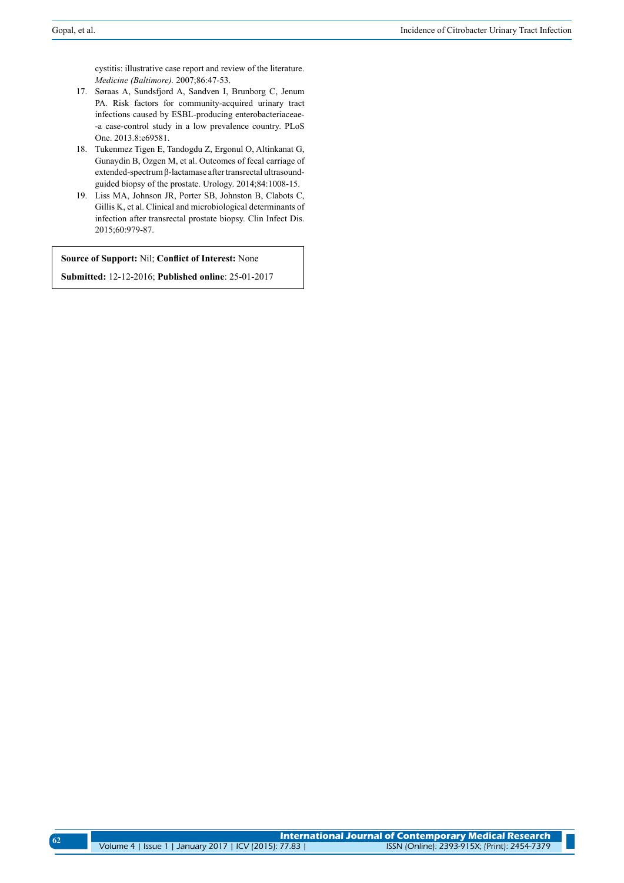cystitis: illustrative case report and review of the literature. *Medicine (Baltimore)*. 2007;86:47-53.

17. Søraas A, Sundsfjord A, Sandven I, Brunborg C, Jenum PA. Risk factors for community-acquired urinary tract infections caused by ESBL-producing enterobacteriaceae--a case-control study in a low prevalence country. PLoS One. 2013.8:e69581.
18. Tukenmez Tigen E, Tandogdu Z, Ergonul O, Altinkanat G, Gunaydin B, Ozgen M, et al. Outcomes of fecal carriage of extended-spectrum β-lactamase after transrectal ultrasound-guided biopsy of the prostate. Urology. 2014;84:1008-15.
19. Liss MA, Johnson JR, Porter SB, Johnston B, Clabots C, Gillis K, et al. Clinical and microbiological determinants of infection after transrectal prostate biopsy. Clin Infect Dis. 2015;60:979-87.

**Source of Support:** Nil; **Conflict of Interest:** None

**Submitted:** 12-12-2016; **Published online**: 25-01-2017